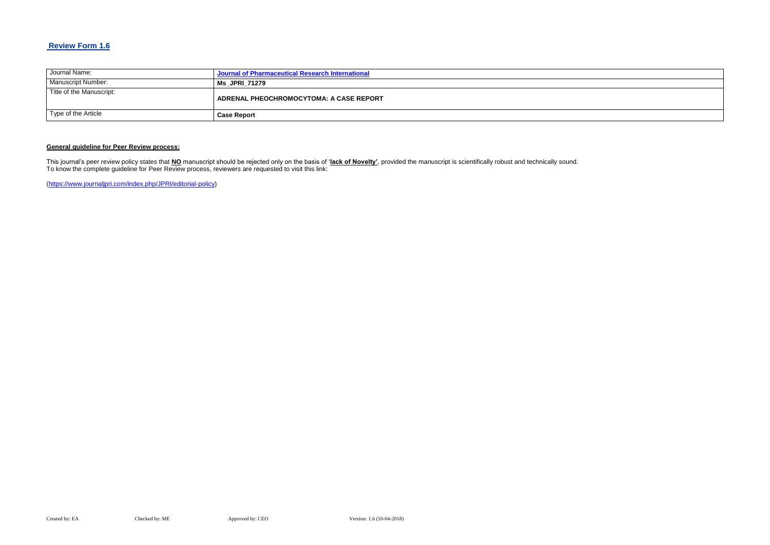## Review Form 1.6

| Journal Name: | **Journal of Pharmaceutical Research International** |
|---|---|
| Manuscript Number: | **Ms_JPRI_71279** |
| Title of the Manuscript: | **ADRENAL PHEOCHROMOCYTOMA: A CASE REPORT** |
| Type of the Article | **Case Report** |

**General guideline for Peer Review process:**

This journal's peer review policy states that **NO** manuscript should be rejected only on the basis of '**lack of Novelty'**, provided the manuscript is scientifically robust and technically sound.
To know the complete guideline for Peer Review process, reviewers are requested to visit this link:

(https://www.journaljpri.com/index.php/JPRI/editorial-policy)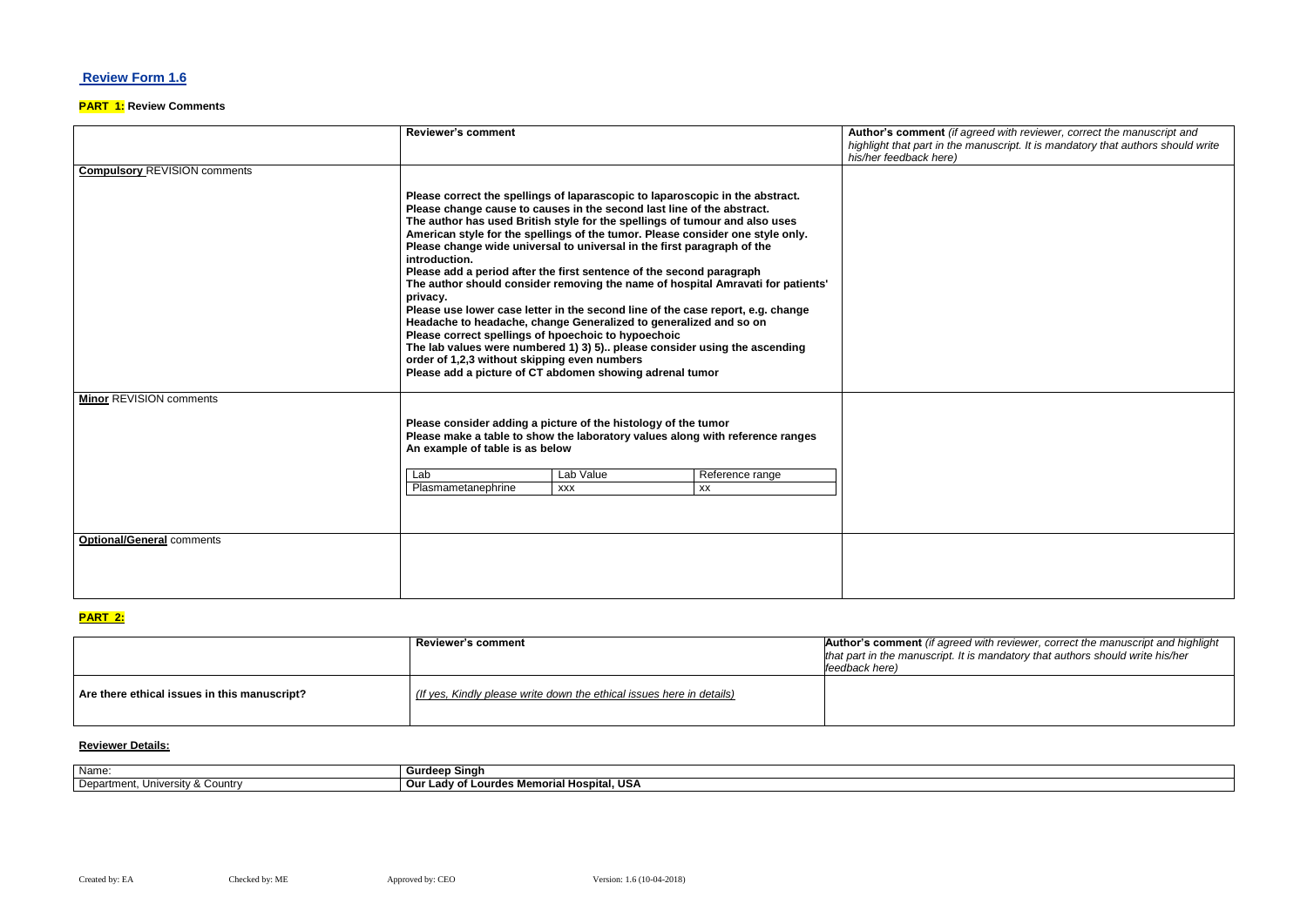## Review Form 1.6

**PART 1:** Review Comments

| | Reviewer's comment | Author's comment *(if agreed with reviewer, correct the manuscript and highlight that part in the manuscript. It is mandatory that authors should write his/her feedback here)* |
|---|---|---|
| **Compulsory** REVISION comments | **Please correct the spellings of laparascopic to laparoscopic in the abstract. Please change cause to causes in the second last line of the abstract. The author has used British style for the spellings of tumour and also uses American style for the spellings of the tumor. Please consider one style only. Please change wide universal to universal in the first paragraph of the introduction. Please add a period after the first sentence of the second paragraph The author should consider removing the name of hospital Amravati for patients' privacy. Please use lower case letter in the second line of the case report, e.g. change Headache to headache, change Generalized to generalized and so on Please correct spellings of hpoechoic to hypoechoic The lab values were numbered 1) 3) 5).. please consider using the ascending order of 1,2,3 without skipping even numbers Please add a picture of CT abdomen showing adrenal tumor** | |
| **Minor** REVISION comments | **Please consider adding a picture of the histology of the tumor Please make a table to show the laboratory values along with reference ranges An example of table is as below** <br><br> Lab \| Lab Value \| Reference range <br> Plasmametanephrine \| xxx \| xx | |
| **Optional/General** comments | | |

**PART 2:**

| | Reviewer's comment | Author's comment *(if agreed with reviewer, correct the manuscript and highlight that part in the manuscript. It is mandatory that authors should write his/her feedback here)* |
|---|---|---|
| **Are there ethical issues in this manuscript?** | *(If yes, Kindly please write down the ethical issues here in details)* | |

**Reviewer Details:**

| | |
|---|---|
| Name: | **Gurdeep Singh** |
| Department, University & Country | **Our Lady of Lourdes Memorial Hospital, USA** |

Created by: EA Checked by: ME Approved by: CEO Version: 1.6 (10-04-2018)